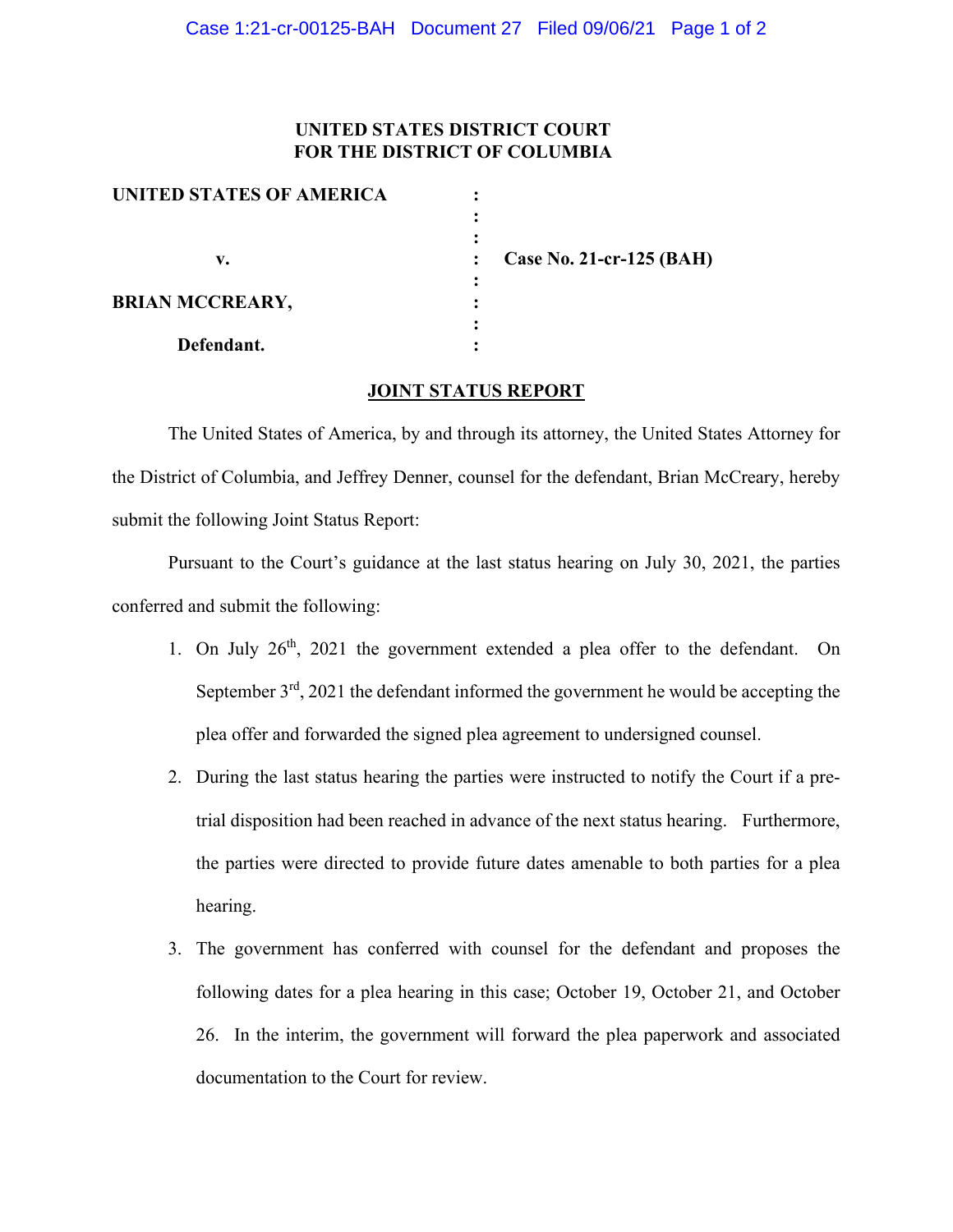**UNITED STATES DISTRICT COURT**
**FOR THE DISTRICT OF COLUMBIA**

| | | |
|---|---|---|
| **UNITED STATES OF AMERICA** | : | |
| | : | |
| **v.** | : | **Case No. 21-cr-125 (BAH)** |
| | : | |
| **BRIAN MCCREARY,** | : | |
| | : | |
| **Defendant.** | : | |

## JOINT STATUS REPORT

The United States of America, by and through its attorney, the United States Attorney for the District of Columbia, and Jeffrey Denner, counsel for the defendant, Brian McCreary, hereby submit the following Joint Status Report:

Pursuant to the Court's guidance at the last status hearing on July 30, 2021, the parties conferred and submit the following:

1. On July 26th, 2021 the government extended a plea offer to the defendant. On September 3rd, 2021 the defendant informed the government he would be accepting the plea offer and forwarded the signed plea agreement to undersigned counsel.
2. During the last status hearing the parties were instructed to notify the Court if a pre-trial disposition had been reached in advance of the next status hearing. Furthermore, the parties were directed to provide future dates amenable to both parties for a plea hearing.
3. The government has conferred with counsel for the defendant and proposes the following dates for a plea hearing in this case; October 19, October 21, and October 26. In the interim, the government will forward the plea paperwork and associated documentation to the Court for review.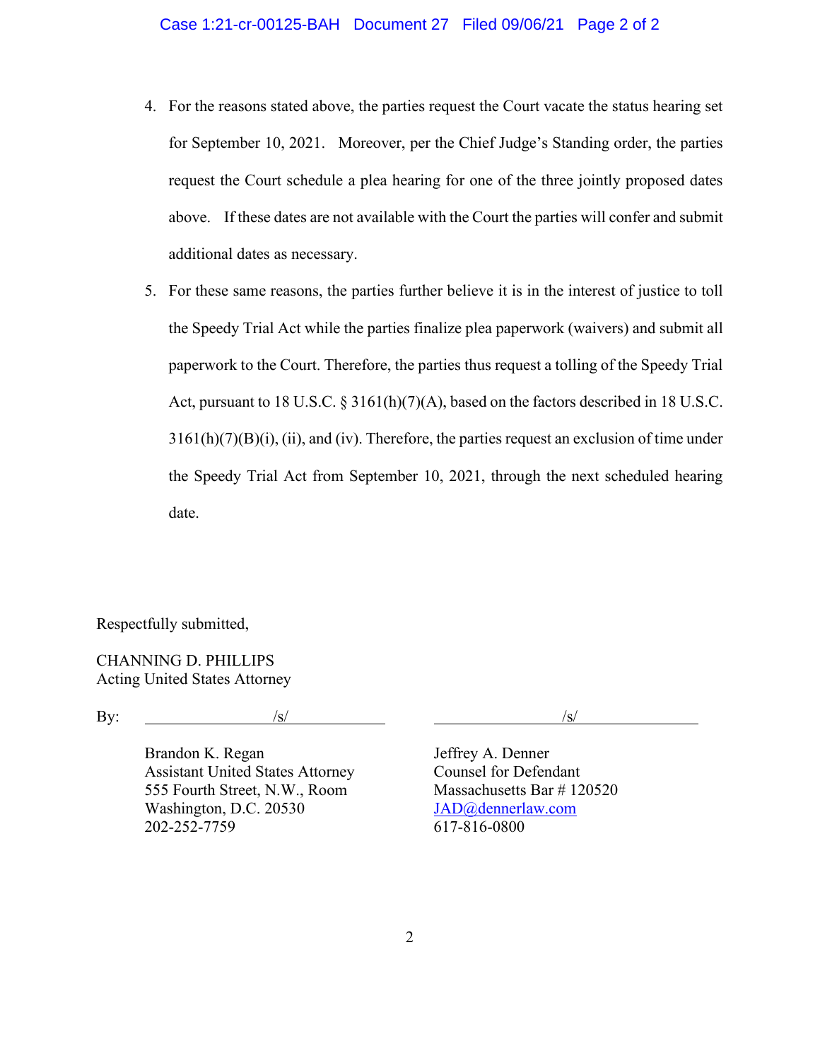4. For the reasons stated above, the parties request the Court vacate the status hearing set for September 10, 2021. Moreover, per the Chief Judge's Standing order, the parties request the Court schedule a plea hearing for one of the three jointly proposed dates above. If these dates are not available with the Court the parties will confer and submit additional dates as necessary.

5. For these same reasons, the parties further believe it is in the interest of justice to toll the Speedy Trial Act while the parties finalize plea paperwork (waivers) and submit all paperwork to the Court. Therefore, the parties thus request a tolling of the Speedy Trial Act, pursuant to 18 U.S.C. § 3161(h)(7)(A), based on the factors described in 18 U.S.C. 3161(h)(7)(B)(i), (ii), and (iv). Therefore, the parties request an exclusion of time under the Speedy Trial Act from September 10, 2021, through the next scheduled hearing date.

Respectfully submitted,

CHANNING D. PHILLIPS
Acting United States Attorney

By: /s/

Brandon K. Regan
Assistant United States Attorney
555 Fourth Street, N.W., Room
Washington, D.C. 20530
202-252-7759

/s/

Jeffrey A. Denner
Counsel for Defendant
Massachusetts Bar # 120520
JAD@dennerlaw.com
617-816-0800